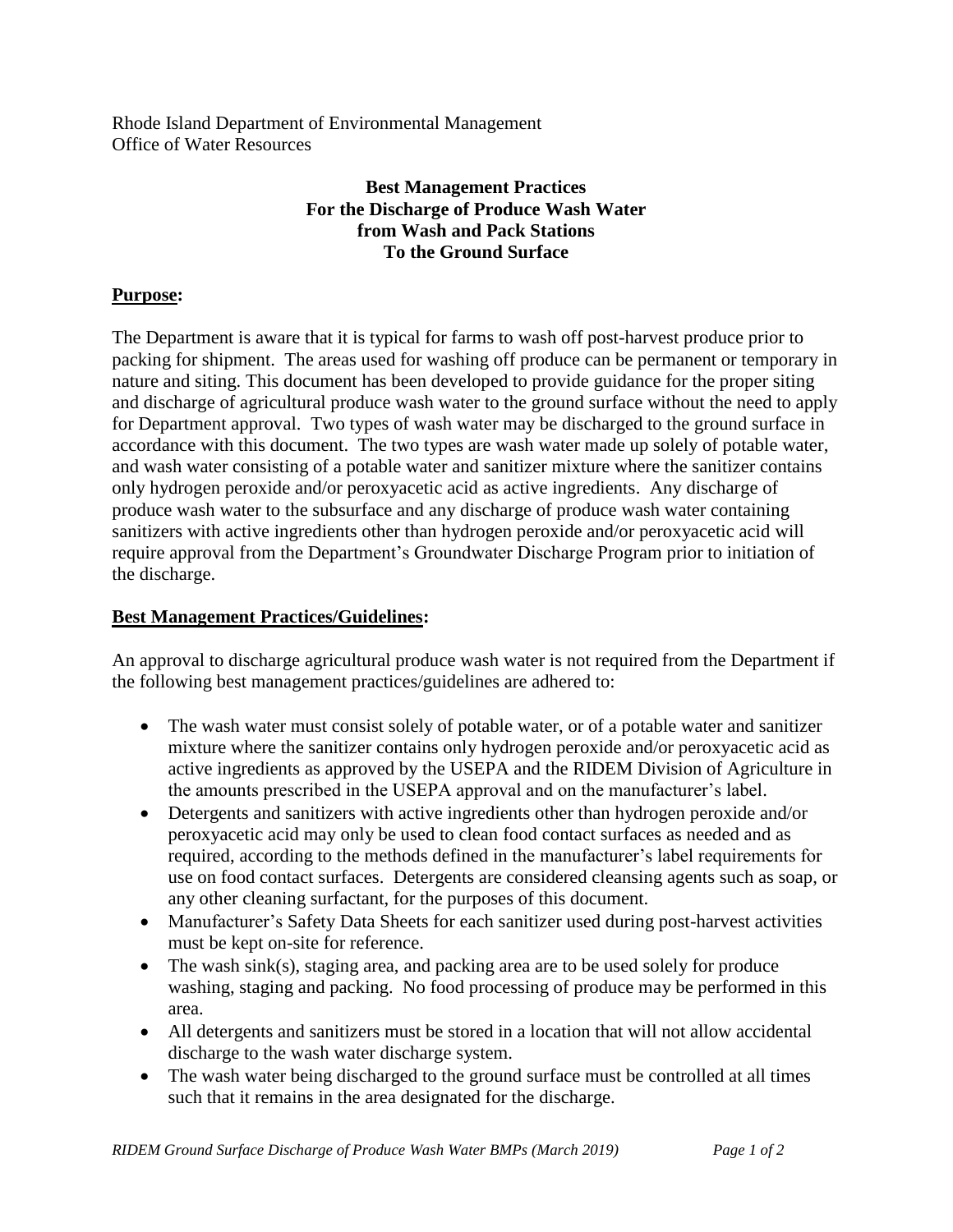Rhode Island Department of Environmental Management
Office of Water Resources

**Best Management Practices**
**For the Discharge of Produce Wash Water**
**from Wash and Pack Stations**
**To the Ground Surface**

## Purpose:

The Department is aware that it is typical for farms to wash off post-harvest produce prior to packing for shipment. The areas used for washing off produce can be permanent or temporary in nature and siting. This document has been developed to provide guidance for the proper siting and discharge of agricultural produce wash water to the ground surface without the need to apply for Department approval. Two types of wash water may be discharged to the ground surface in accordance with this document. The two types are wash water made up solely of potable water, and wash water consisting of a potable water and sanitizer mixture where the sanitizer contains only hydrogen peroxide and/or peroxyacetic acid as active ingredients. Any discharge of produce wash water to the subsurface and any discharge of produce wash water containing sanitizers with active ingredients other than hydrogen peroxide and/or peroxyacetic acid will require approval from the Department's Groundwater Discharge Program prior to initiation of the discharge.

## Best Management Practices/Guidelines:

An approval to discharge agricultural produce wash water is not required from the Department if the following best management practices/guidelines are adhered to:

- The wash water must consist solely of potable water, or of a potable water and sanitizer mixture where the sanitizer contains only hydrogen peroxide and/or peroxyacetic acid as active ingredients as approved by the USEPA and the RIDEM Division of Agriculture in the amounts prescribed in the USEPA approval and on the manufacturer's label.
- Detergents and sanitizers with active ingredients other than hydrogen peroxide and/or peroxyacetic acid may only be used to clean food contact surfaces as needed and as required, according to the methods defined in the manufacturer's label requirements for use on food contact surfaces. Detergents are considered cleansing agents such as soap, or any other cleaning surfactant, for the purposes of this document.
- Manufacturer's Safety Data Sheets for each sanitizer used during post-harvest activities must be kept on-site for reference.
- The wash sink(s), staging area, and packing area are to be used solely for produce washing, staging and packing. No food processing of produce may be performed in this area.
- All detergents and sanitizers must be stored in a location that will not allow accidental discharge to the wash water discharge system.
- The wash water being discharged to the ground surface must be controlled at all times such that it remains in the area designated for the discharge.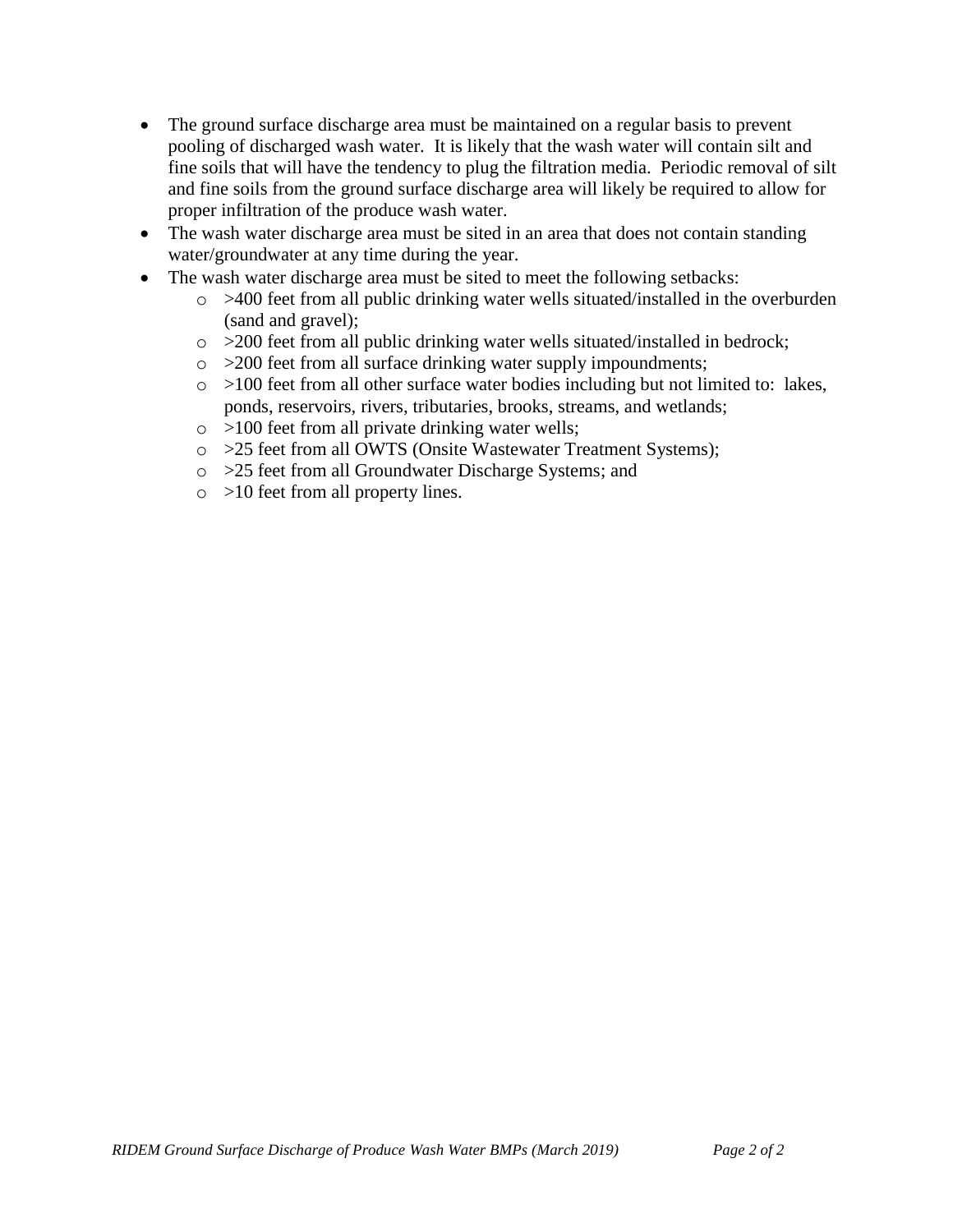- The ground surface discharge area must be maintained on a regular basis to prevent pooling of discharged wash water. It is likely that the wash water will contain silt and fine soils that will have the tendency to plug the filtration media. Periodic removal of silt and fine soils from the ground surface discharge area will likely be required to allow for proper infiltration of the produce wash water.
- The wash water discharge area must be sited in an area that does not contain standing water/groundwater at any time during the year.
- The wash water discharge area must be sited to meet the following setbacks:
  - >400 feet from all public drinking water wells situated/installed in the overburden (sand and gravel);
  - >200 feet from all public drinking water wells situated/installed in bedrock;
  - >200 feet from all surface drinking water supply impoundments;
  - >100 feet from all other surface water bodies including but not limited to: lakes, ponds, reservoirs, rivers, tributaries, brooks, streams, and wetlands;
  - >100 feet from all private drinking water wells;
  - >25 feet from all OWTS (Onsite Wastewater Treatment Systems);
  - >25 feet from all Groundwater Discharge Systems; and
  - >10 feet from all property lines.